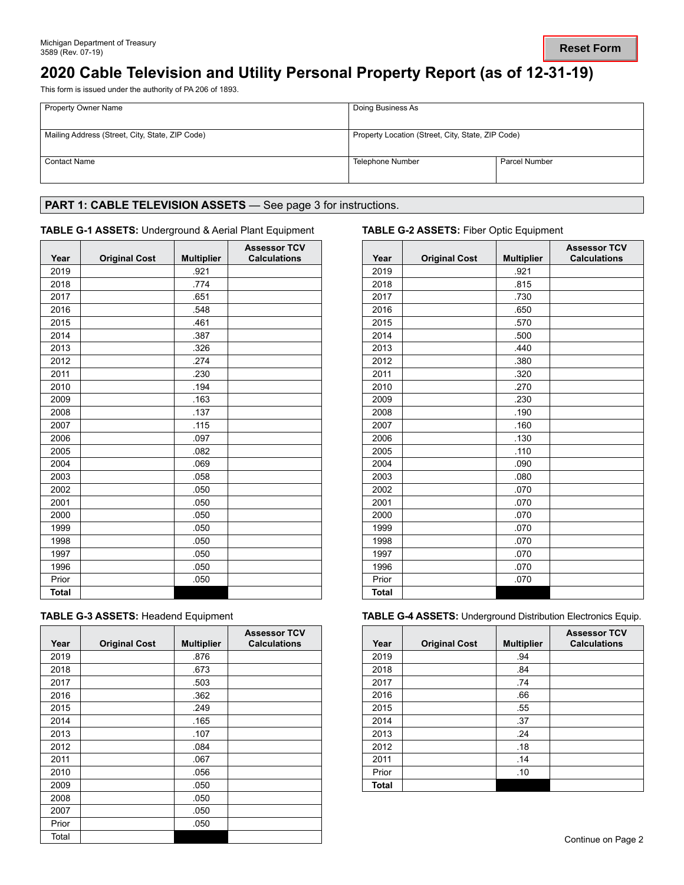Michigan Department of Treasury
3589 (Rev. 07-19)

# 2020 Cable Television and Utility Personal Property Report (as of 12-31-19)

This form is issued under the authority of PA 206 of 1893.

| Property Owner Name | Doing Business As | |
|---|---|---|
| Mailing Address (Street, City, State, ZIP Code) | Property Location (Street, City, State, ZIP Code) | |
| Contact Name | Telephone Number | Parcel Number |

## PART 1: CABLE TELEVISION ASSETS — See page 3 for instructions.

**TABLE G-1 ASSETS:** Underground & Aerial Plant Equipment

| Year | Original Cost | Multiplier | Assessor TCV Calculations |
|---|---|---|---|
| 2019 | | .921 | |
| 2018 | | .774 | |
| 2017 | | .651 | |
| 2016 | | .548 | |
| 2015 | | .461 | |
| 2014 | | .387 | |
| 2013 | | .326 | |
| 2012 | | .274 | |
| 2011 | | .230 | |
| 2010 | | .194 | |
| 2009 | | .163 | |
| 2008 | | .137 | |
| 2007 | | .115 | |
| 2006 | | .097 | |
| 2005 | | .082 | |
| 2004 | | .069 | |
| 2003 | | .058 | |
| 2002 | | .050 | |
| 2001 | | .050 | |
| 2000 | | .050 | |
| 1999 | | .050 | |
| 1998 | | .050 | |
| 1997 | | .050 | |
| 1996 | | .050 | |
| Prior | | .050 | |
| **Total** | | | |

**TABLE G-2 ASSETS:** Fiber Optic Equipment

| Year | Original Cost | Multiplier | Assessor TCV Calculations |
|---|---|---|---|
| 2019 | | .921 | |
| 2018 | | .815 | |
| 2017 | | .730 | |
| 2016 | | .650 | |
| 2015 | | .570 | |
| 2014 | | .500 | |
| 2013 | | .440 | |
| 2012 | | .380 | |
| 2011 | | .320 | |
| 2010 | | .270 | |
| 2009 | | .230 | |
| 2008 | | .190 | |
| 2007 | | .160 | |
| 2006 | | .130 | |
| 2005 | | .110 | |
| 2004 | | .090 | |
| 2003 | | .080 | |
| 2002 | | .070 | |
| 2001 | | .070 | |
| 2000 | | .070 | |
| 1999 | | .070 | |
| 1998 | | .070 | |
| 1997 | | .070 | |
| 1996 | | .070 | |
| Prior | | .070 | |
| **Total** | | | |

**TABLE G-3 ASSETS:** Headend Equipment

| Year | Original Cost | Multiplier | Assessor TCV Calculations |
|---|---|---|---|
| 2019 | | .876 | |
| 2018 | | .673 | |
| 2017 | | .503 | |
| 2016 | | .362 | |
| 2015 | | .249 | |
| 2014 | | .165 | |
| 2013 | | .107 | |
| 2012 | | .084 | |
| 2011 | | .067 | |
| 2010 | | .056 | |
| 2009 | | .050 | |
| 2008 | | .050 | |
| 2007 | | .050 | |
| Prior | | .050 | |
| Total | | | |

**TABLE G-4 ASSETS:** Underground Distribution Electronics Equip.

| Year | Original Cost | Multiplier | Assessor TCV Calculations |
|---|---|---|---|
| 2019 | | .94 | |
| 2018 | | .84 | |
| 2017 | | .74 | |
| 2016 | | .66 | |
| 2015 | | .55 | |
| 2014 | | .37 | |
| 2013 | | .24 | |
| 2012 | | .18 | |
| 2011 | | .14 | |
| Prior | | .10 | |
| **Total** | | | |

Continue on Page 2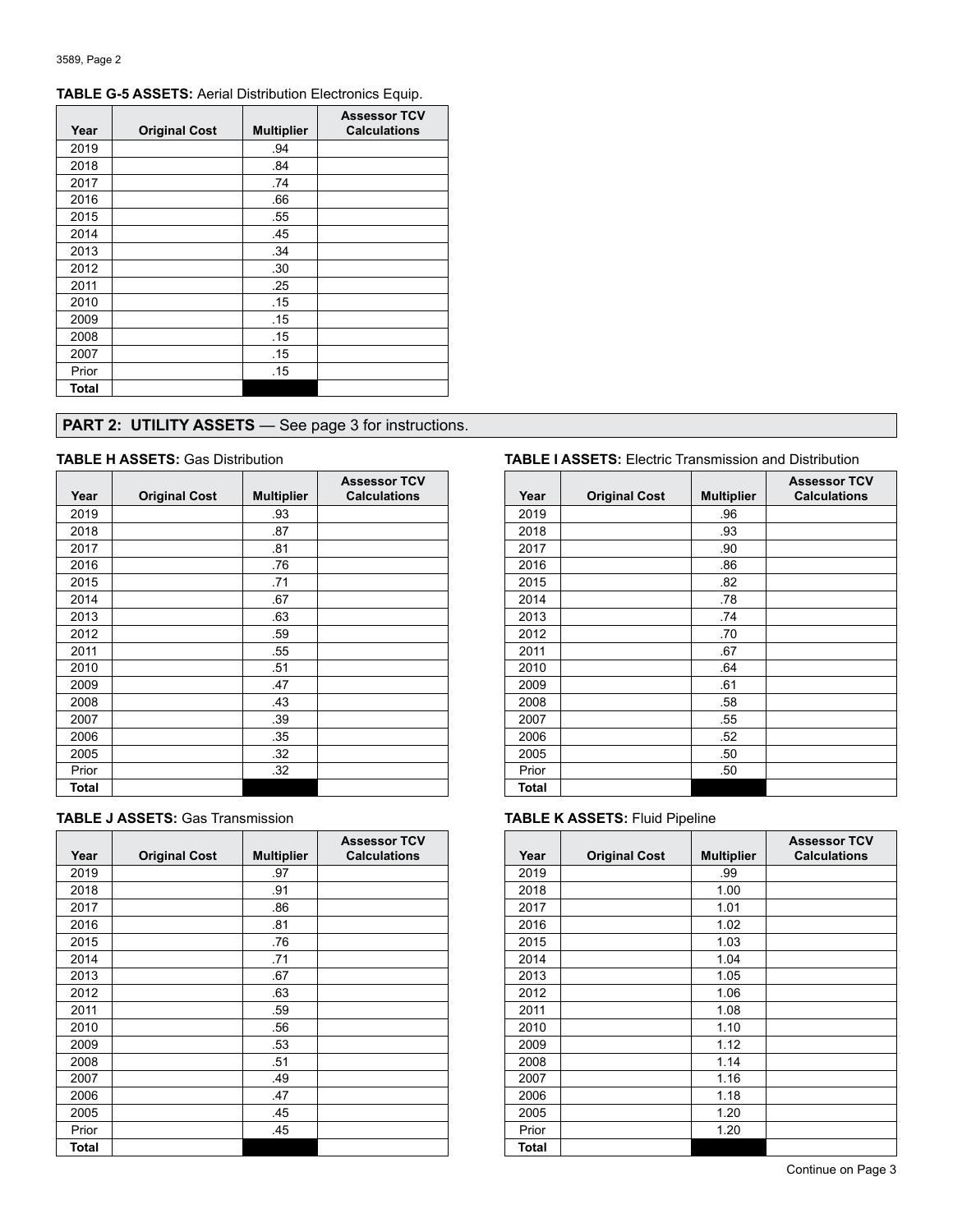**TABLE G-5 ASSETS:** Aerial Distribution Electronics Equip.

| Year | Original Cost | Multiplier | Assessor TCV Calculations |
|---|---|---|---|
| 2019 | | .94 | |
| 2018 | | .84 | |
| 2017 | | .74 | |
| 2016 | | .66 | |
| 2015 | | .55 | |
| 2014 | | .45 | |
| 2013 | | .34 | |
| 2012 | | .30 | |
| 2011 | | .25 | |
| 2010 | | .15 | |
| 2009 | | .15 | |
| 2008 | | .15 | |
| 2007 | | .15 | |
| Prior | | .15 | |
| Total | | | |

## PART 2: UTILITY ASSETS — See page 3 for instructions.

**TABLE H ASSETS:** Gas Distribution

| Year | Original Cost | Multiplier | Assessor TCV Calculations |
|---|---|---|---|
| 2019 | | .93 | |
| 2018 | | .87 | |
| 2017 | | .81 | |
| 2016 | | .76 | |
| 2015 | | .71 | |
| 2014 | | .67 | |
| 2013 | | .63 | |
| 2012 | | .59 | |
| 2011 | | .55 | |
| 2010 | | .51 | |
| 2009 | | .47 | |
| 2008 | | .43 | |
| 2007 | | .39 | |
| 2006 | | .35 | |
| 2005 | | .32 | |
| Prior | | .32 | |
| Total | | | |

**TABLE I ASSETS:** Electric Transmission and Distribution

| Year | Original Cost | Multiplier | Assessor TCV Calculations |
|---|---|---|---|
| 2019 | | .96 | |
| 2018 | | .93 | |
| 2017 | | .90 | |
| 2016 | | .86 | |
| 2015 | | .82 | |
| 2014 | | .78 | |
| 2013 | | .74 | |
| 2012 | | .70 | |
| 2011 | | .67 | |
| 2010 | | .64 | |
| 2009 | | .61 | |
| 2008 | | .58 | |
| 2007 | | .55 | |
| 2006 | | .52 | |
| 2005 | | .50 | |
| Prior | | .50 | |
| Total | | | |

**TABLE J ASSETS:** Gas Transmission

| Year | Original Cost | Multiplier | Assessor TCV Calculations |
|---|---|---|---|
| 2019 | | .97 | |
| 2018 | | .91 | |
| 2017 | | .86 | |
| 2016 | | .81 | |
| 2015 | | .76 | |
| 2014 | | .71 | |
| 2013 | | .67 | |
| 2012 | | .63 | |
| 2011 | | .59 | |
| 2010 | | .56 | |
| 2009 | | .53 | |
| 2008 | | .51 | |
| 2007 | | .49 | |
| 2006 | | .47 | |
| 2005 | | .45 | |
| Prior | | .45 | |
| Total | | | |

**TABLE K ASSETS:** Fluid Pipeline

| Year | Original Cost | Multiplier | Assessor TCV Calculations |
|---|---|---|---|
| 2019 | | .99 | |
| 2018 | | 1.00 | |
| 2017 | | 1.01 | |
| 2016 | | 1.02 | |
| 2015 | | 1.03 | |
| 2014 | | 1.04 | |
| 2013 | | 1.05 | |
| 2012 | | 1.06 | |
| 2011 | | 1.08 | |
| 2010 | | 1.10 | |
| 2009 | | 1.12 | |
| 2008 | | 1.14 | |
| 2007 | | 1.16 | |
| 2006 | | 1.18 | |
| 2005 | | 1.20 | |
| Prior | | 1.20 | |
| Total | | | |

Continue on Page 3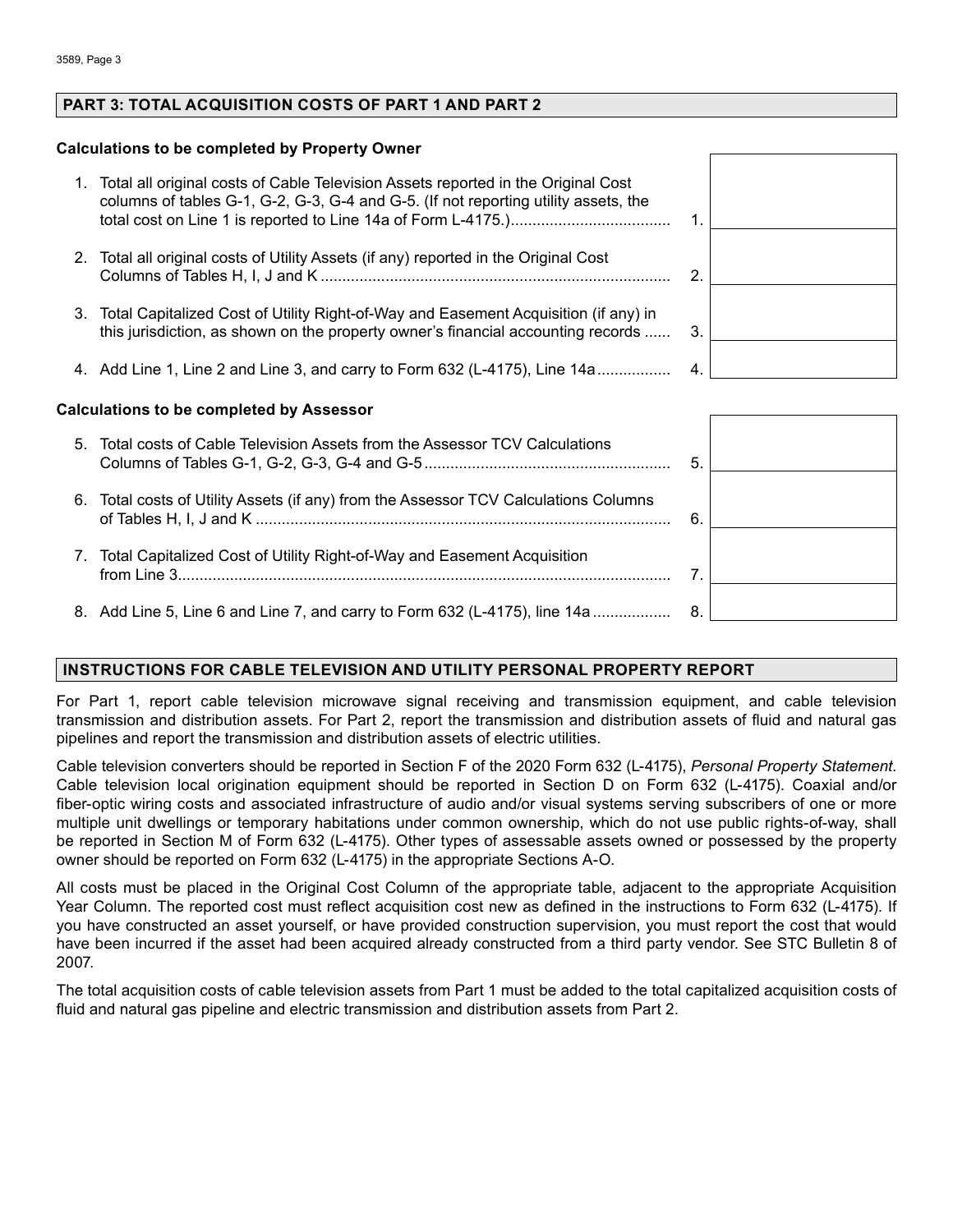## PART 3: TOTAL ACQUISITION COSTS OF PART 1 AND PART 2

**Calculations to be completed by Property Owner**

| | | |
|---|---|---|
| 1. Total all original costs of Cable Television Assets reported in the Original Cost columns of tables G-1, G-2, G-3, G-4 and G-5. (If not reporting utility assets, the total cost on Line 1 is reported to Line 14a of Form L-4175.) | 1. | |
| 2. Total all original costs of Utility Assets (if any) reported in the Original Cost Columns of Tables H, I, J and K | 2. | |
| 3. Total Capitalized Cost of Utility Right-of-Way and Easement Acquisition (if any) in this jurisdiction, as shown on the property owner's financial accounting records | 3. | |
| 4. Add Line 1, Line 2 and Line 3, and carry to Form 632 (L-4175), Line 14a | 4. | |

**Calculations to be completed by Assessor**

| | | |
|---|---|---|
| 5. Total costs of Cable Television Assets from the Assessor TCV Calculations Columns of Tables G-1, G-2, G-3, G-4 and G-5 | 5. | |
| 6. Total costs of Utility Assets (if any) from the Assessor TCV Calculations Columns of Tables H, I, J and K | 6. | |
| 7. Total Capitalized Cost of Utility Right-of-Way and Easement Acquisition from Line 3 | 7. | |
| 8. Add Line 5, Line 6 and Line 7, and carry to Form 632 (L-4175), line 14a | 8. | |

## INSTRUCTIONS FOR CABLE TELEVISION AND UTILITY PERSONAL PROPERTY REPORT

For Part 1, report cable television microwave signal receiving and transmission equipment, and cable television transmission and distribution assets. For Part 2, report the transmission and distribution assets of fluid and natural gas pipelines and report the transmission and distribution assets of electric utilities.

Cable television converters should be reported in Section F of the 2020 Form 632 (L-4175), *Personal Property Statement*. Cable television local origination equipment should be reported in Section D on Form 632 (L-4175). Coaxial and/or fiber-optic wiring costs and associated infrastructure of audio and/or visual systems serving subscribers of one or more multiple unit dwellings or temporary habitations under common ownership, which do not use public rights-of-way, shall be reported in Section M of Form 632 (L-4175). Other types of assessable assets owned or possessed by the property owner should be reported on Form 632 (L-4175) in the appropriate Sections A-O.

All costs must be placed in the Original Cost Column of the appropriate table, adjacent to the appropriate Acquisition Year Column. The reported cost must reflect acquisition cost new as defined in the instructions to Form 632 (L-4175). If you have constructed an asset yourself, or have provided construction supervision, you must report the cost that would have been incurred if the asset had been acquired already constructed from a third party vendor. See STC Bulletin 8 of 2007.

The total acquisition costs of cable television assets from Part 1 must be added to the total capitalized acquisition costs of fluid and natural gas pipeline and electric transmission and distribution assets from Part 2.